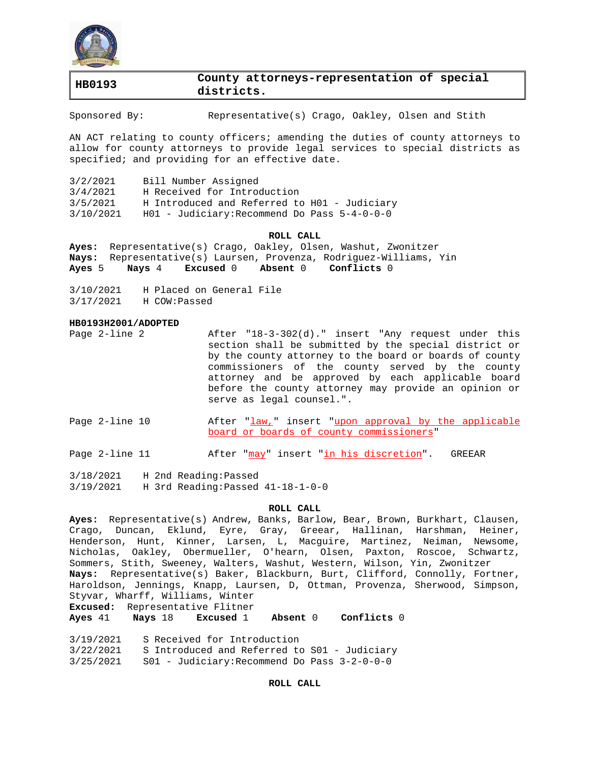| HB0193 | County attorneys-representation of special districts. |
|---|---|

Sponsored By: Representative(s) Crago, Oakley, Olsen and Stith

AN ACT relating to county officers; amending the duties of county attorneys to allow for county attorneys to provide legal services to special districts as specified; and providing for an effective date.

3/2/2021 Bill Number Assigned
3/4/2021 H Received for Introduction
3/5/2021 H Introduced and Referred to H01 - Judiciary
3/10/2021 H01 - Judiciary:Recommend Do Pass 5-4-0-0-0

**ROLL CALL**

**Ayes:** Representative(s) Crago, Oakley, Olsen, Washut, Zwonitzer
**Nays:** Representative(s) Laursen, Provenza, Rodriguez-Williams, Yin
**Ayes** 5 **Nays** 4 **Excused** 0 **Absent** 0 **Conflicts** 0

3/10/2021 H Placed on General File
3/17/2021 H COW:Passed

**HB0193H2001/ADOPTED**

Page 2-line 2 After "18-3-302(d)." insert "Any request under this section shall be submitted by the special district or by the county attorney to the board or boards of county commissioners of the county served by the county attorney and be approved by each applicable board before the county attorney may provide an opinion or serve as legal counsel.".

Page 2-line 10 After "law," insert "upon approval by the applicable board or boards of county commissioners"

Page 2-line 11 After "may" insert "in his discretion". GREEAR

3/18/2021 H 2nd Reading:Passed
3/19/2021 H 3rd Reading:Passed 41-18-1-0-0

**ROLL CALL**

**Ayes:** Representative(s) Andrew, Banks, Barlow, Bear, Brown, Burkhart, Clausen, Crago, Duncan, Eklund, Eyre, Gray, Greear, Hallinan, Harshman, Heiner, Henderson, Hunt, Kinner, Larsen, L, Macguire, Martinez, Neiman, Newsome, Nicholas, Oakley, Obermueller, O'hearn, Olsen, Paxton, Roscoe, Schwartz, Sommers, Stith, Sweeney, Walters, Washut, Western, Wilson, Yin, Zwonitzer
**Nays:** Representative(s) Baker, Blackburn, Burt, Clifford, Connolly, Fortner, Haroldson, Jennings, Knapp, Laursen, D, Ottman, Provenza, Sherwood, Simpson, Styvar, Wharff, Williams, Winter
**Excused:** Representative Flitner
**Ayes** 41 **Nays** 18 **Excused** 1 **Absent** 0 **Conflicts** 0

3/19/2021 S Received for Introduction
3/22/2021 S Introduced and Referred to S01 - Judiciary
3/25/2021 S01 - Judiciary:Recommend Do Pass 3-2-0-0-0

**ROLL CALL**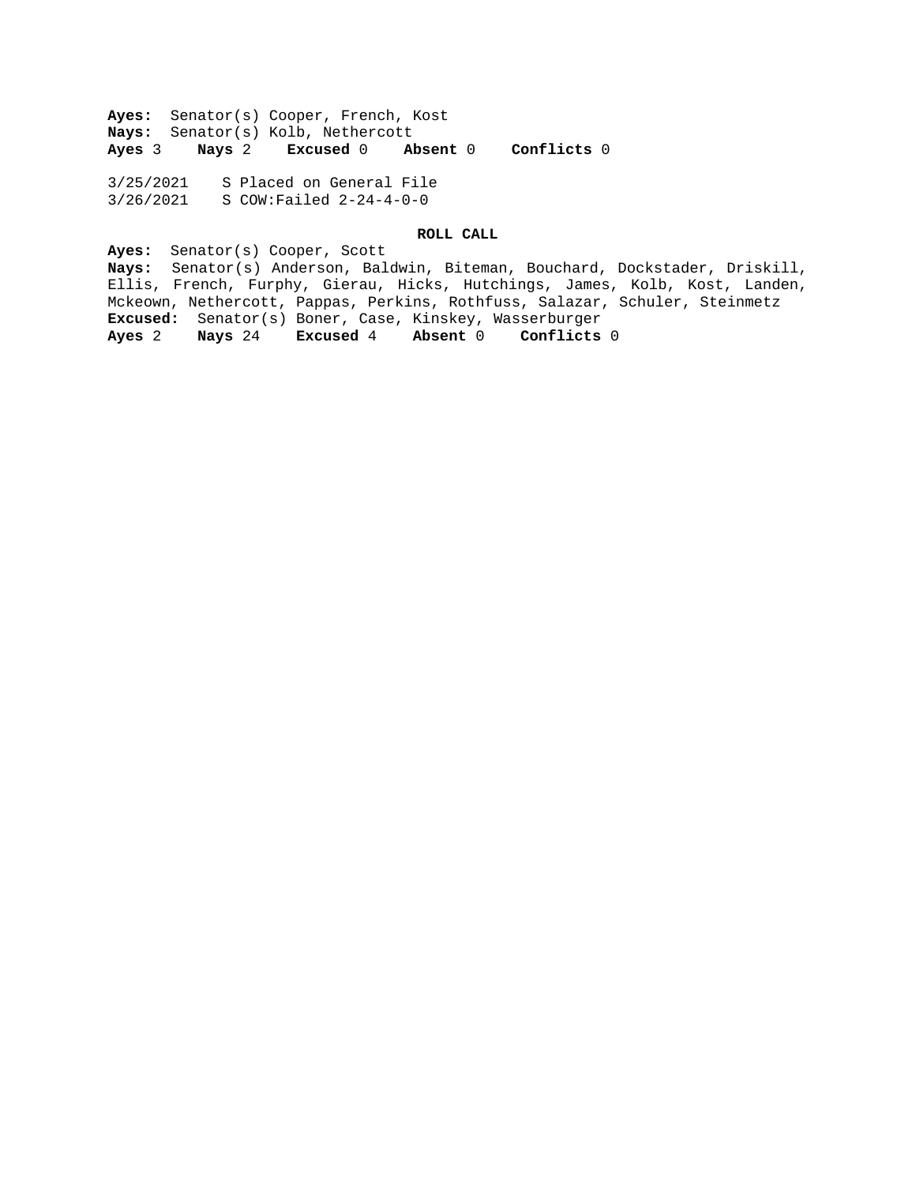**Ayes:** Senator(s) Cooper, French, Kost
**Nays:** Senator(s) Kolb, Nethercott
**Ayes** 3 **Nays** 2 **Excused** 0 **Absent** 0 **Conflicts** 0

3/25/2021 S Placed on General File
3/26/2021 S COW:Failed 2-24-4-0-0

**ROLL CALL**

**Ayes:** Senator(s) Cooper, Scott
**Nays:** Senator(s) Anderson, Baldwin, Biteman, Bouchard, Dockstader, Driskill, Ellis, French, Furphy, Gierau, Hicks, Hutchings, James, Kolb, Kost, Landen, Mckeown, Nethercott, Pappas, Perkins, Rothfuss, Salazar, Schuler, Steinmetz
**Excused:** Senator(s) Boner, Case, Kinskey, Wasserburger
**Ayes** 2 **Nays** 24 **Excused** 4 **Absent** 0 **Conflicts** 0